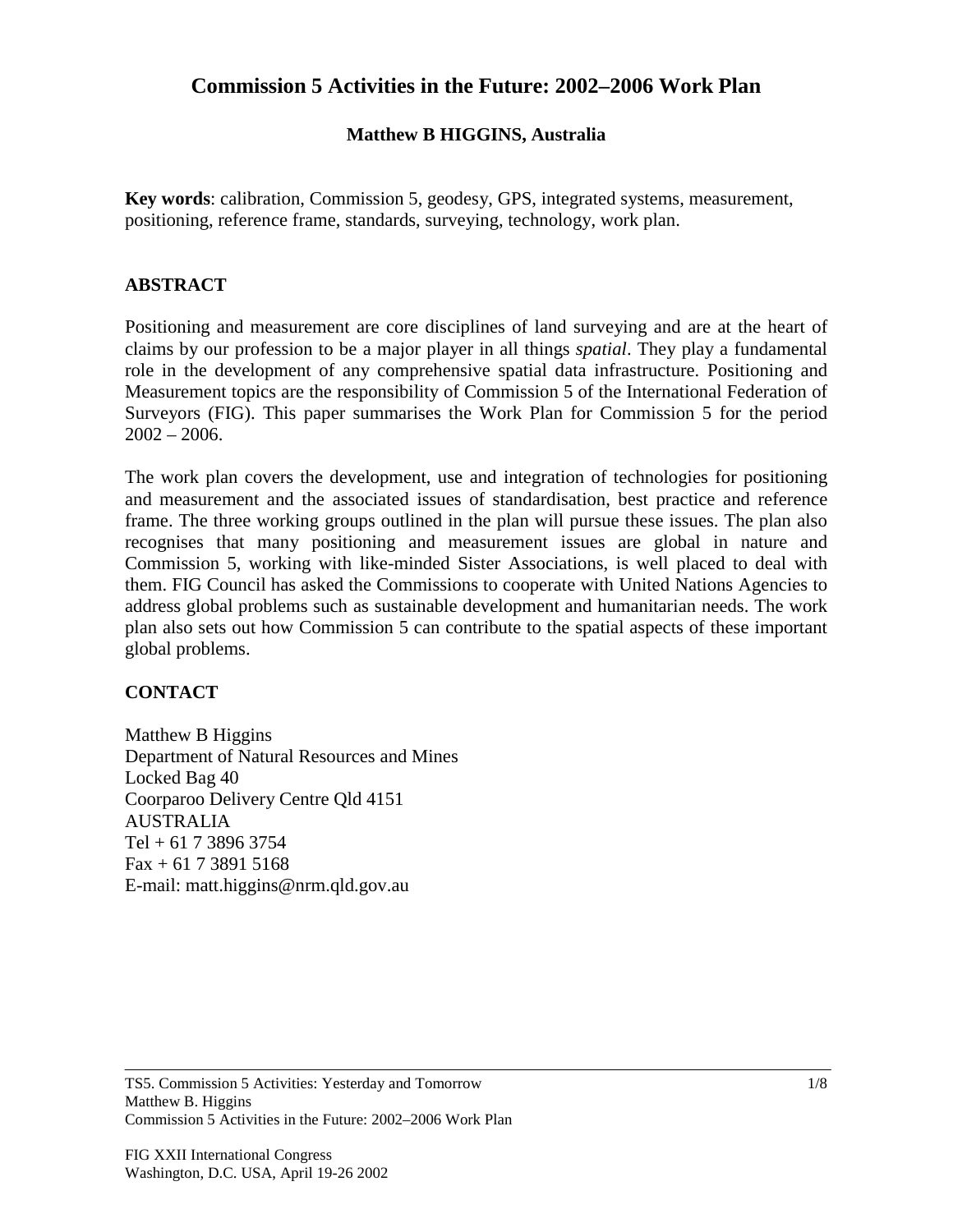# Commission 5 Activities in the Future: 2002–2006 Work Plan

**Matthew B HIGGINS, Australia**

**Key words**: calibration, Commission 5, geodesy, GPS, integrated systems, measurement, positioning, reference frame, standards, surveying, technology, work plan.

## ABSTRACT

Positioning and measurement are core disciplines of land surveying and are at the heart of claims by our profession to be a major player in all things *spatial*. They play a fundamental role in the development of any comprehensive spatial data infrastructure. Positioning and Measurement topics are the responsibility of Commission 5 of the International Federation of Surveyors (FIG). This paper summarises the Work Plan for Commission 5 for the period 2002 – 2006.

The work plan covers the development, use and integration of technologies for positioning and measurement and the associated issues of standardisation, best practice and reference frame. The three working groups outlined in the plan will pursue these issues. The plan also recognises that many positioning and measurement issues are global in nature and Commission 5, working with like-minded Sister Associations, is well placed to deal with them. FIG Council has asked the Commissions to cooperate with United Nations Agencies to address global problems such as sustainable development and humanitarian needs. The work plan also sets out how Commission 5 can contribute to the spatial aspects of these important global problems.

## CONTACT

Matthew B Higgins
Department of Natural Resources and Mines
Locked Bag 40
Coorparoo Delivery Centre Qld 4151
AUSTRALIA
Tel + 61 7 3896 3754
Fax + 61 7 3891 5168
E-mail: matt.higgins@nrm.qld.gov.au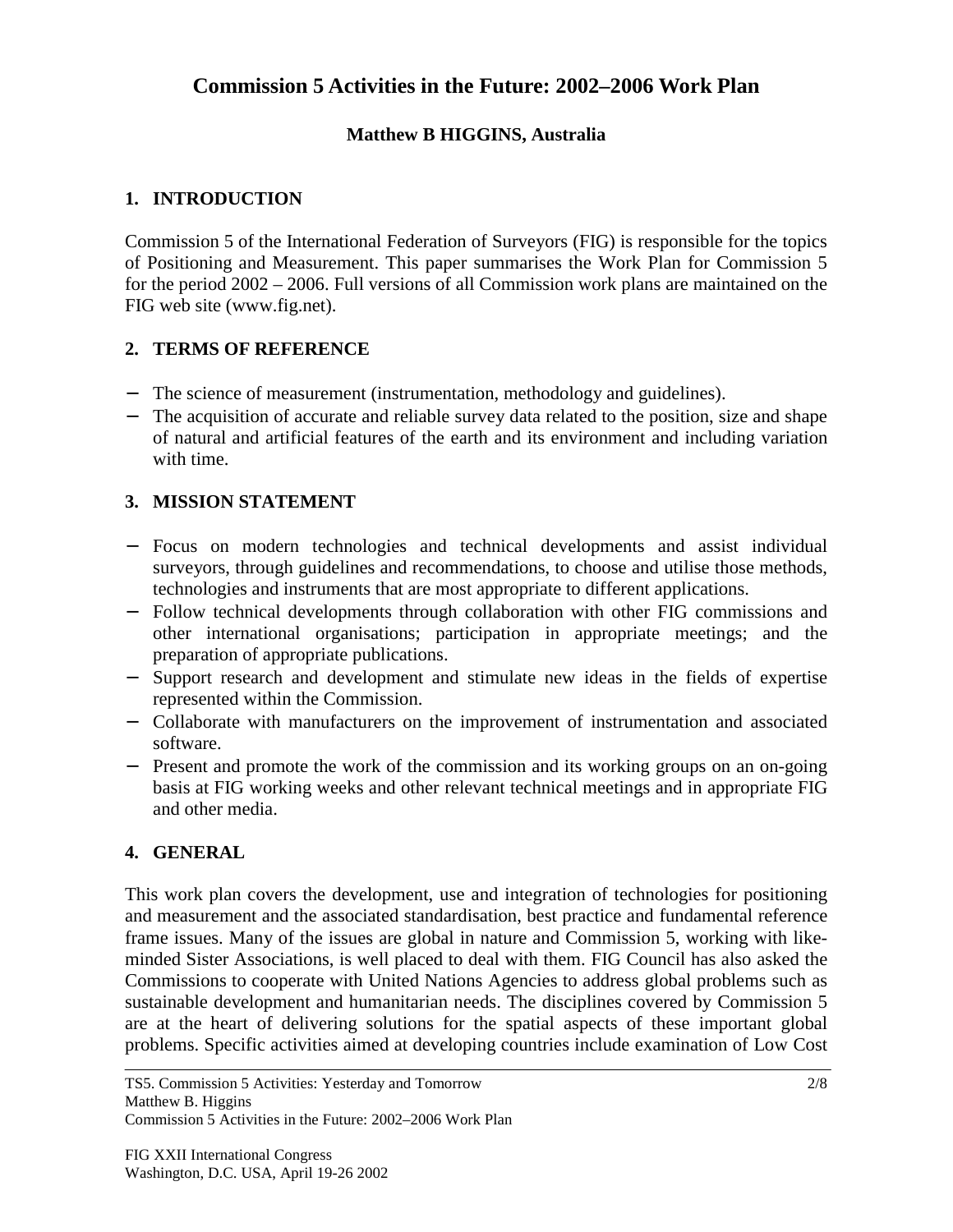# Commission 5 Activities in the Future: 2002–2006 Work Plan

**Matthew B HIGGINS, Australia**

## 1. INTRODUCTION

Commission 5 of the International Federation of Surveyors (FIG) is responsible for the topics of Positioning and Measurement. This paper summarises the Work Plan for Commission 5 for the period 2002 – 2006. Full versions of all Commission work plans are maintained on the FIG web site (www.fig.net).

## 2. TERMS OF REFERENCE

- The science of measurement (instrumentation, methodology and guidelines).
- The acquisition of accurate and reliable survey data related to the position, size and shape of natural and artificial features of the earth and its environment and including variation with time.

## 3. MISSION STATEMENT

- Focus on modern technologies and technical developments and assist individual surveyors, through guidelines and recommendations, to choose and utilise those methods, technologies and instruments that are most appropriate to different applications.
- Follow technical developments through collaboration with other FIG commissions and other international organisations; participation in appropriate meetings; and the preparation of appropriate publications.
- Support research and development and stimulate new ideas in the fields of expertise represented within the Commission.
- Collaborate with manufacturers on the improvement of instrumentation and associated software.
- Present and promote the work of the commission and its working groups on an on-going basis at FIG working weeks and other relevant technical meetings and in appropriate FIG and other media.

## 4. GENERAL

This work plan covers the development, use and integration of technologies for positioning and measurement and the associated standardisation, best practice and fundamental reference frame issues. Many of the issues are global in nature and Commission 5, working with like-minded Sister Associations, is well placed to deal with them. FIG Council has also asked the Commissions to cooperate with United Nations Agencies to address global problems such as sustainable development and humanitarian needs. The disciplines covered by Commission 5 are at the heart of delivering solutions for the spatial aspects of these important global problems. Specific activities aimed at developing countries include examination of Low Cost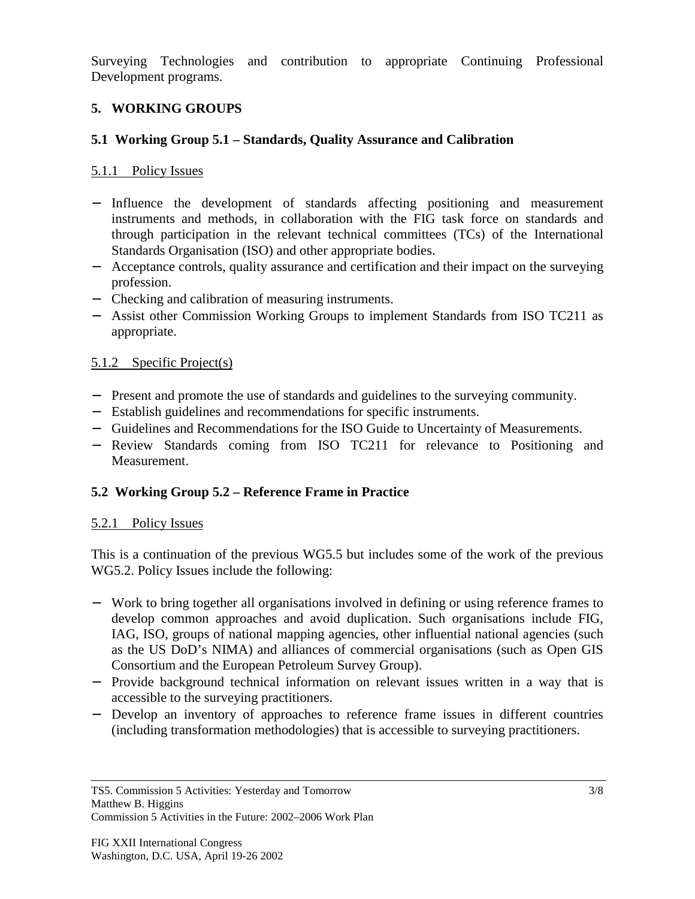Surveying Technologies and contribution to appropriate Continuing Professional Development programs.

## 5. WORKING GROUPS

### 5.1 Working Group 5.1 – Standards, Quality Assurance and Calibration

#### 5.1.1 Policy Issues

- Influence the development of standards affecting positioning and measurement instruments and methods, in collaboration with the FIG task force on standards and through participation in the relevant technical committees (TCs) of the International Standards Organisation (ISO) and other appropriate bodies.
- Acceptance controls, quality assurance and certification and their impact on the surveying profession.
- Checking and calibration of measuring instruments.
- Assist other Commission Working Groups to implement Standards from ISO TC211 as appropriate.

#### 5.1.2 Specific Project(s)

- Present and promote the use of standards and guidelines to the surveying community.
- Establish guidelines and recommendations for specific instruments.
- Guidelines and Recommendations for the ISO Guide to Uncertainty of Measurements.
- Review Standards coming from ISO TC211 for relevance to Positioning and Measurement.

### 5.2 Working Group 5.2 – Reference Frame in Practice

#### 5.2.1 Policy Issues

This is a continuation of the previous WG5.5 but includes some of the work of the previous WG5.2. Policy Issues include the following:

- Work to bring together all organisations involved in defining or using reference frames to develop common approaches and avoid duplication. Such organisations include FIG, IAG, ISO, groups of national mapping agencies, other influential national agencies (such as the US DoD's NIMA) and alliances of commercial organisations (such as Open GIS Consortium and the European Petroleum Survey Group).
- Provide background technical information on relevant issues written in a way that is accessible to the surveying practitioners.
- Develop an inventory of approaches to reference frame issues in different countries (including transformation methodologies) that is accessible to surveying practitioners.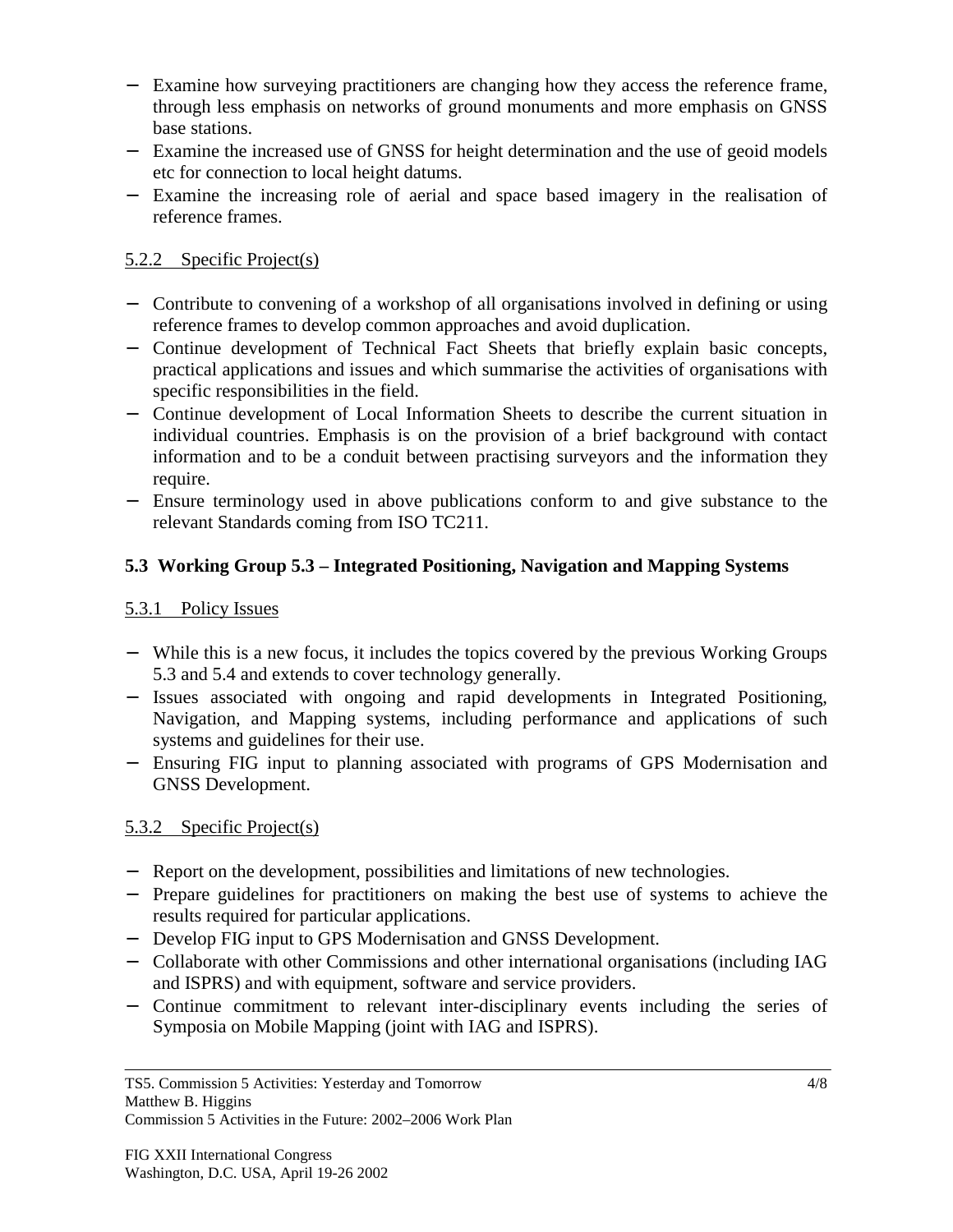- Examine how surveying practitioners are changing how they access the reference frame, through less emphasis on networks of ground monuments and more emphasis on GNSS base stations.
- Examine the increased use of GNSS for height determination and the use of geoid models etc for connection to local height datums.
- Examine the increasing role of aerial and space based imagery in the realisation of reference frames.

#### 5.2.2 Specific Project(s)

- Contribute to convening of a workshop of all organisations involved in defining or using reference frames to develop common approaches and avoid duplication.
- Continue development of Technical Fact Sheets that briefly explain basic concepts, practical applications and issues and which summarise the activities of organisations with specific responsibilities in the field.
- Continue development of Local Information Sheets to describe the current situation in individual countries. Emphasis is on the provision of a brief background with contact information and to be a conduit between practising surveyors and the information they require.
- Ensure terminology used in above publications conform to and give substance to the relevant Standards coming from ISO TC211.

### 5.3 Working Group 5.3 – Integrated Positioning, Navigation and Mapping Systems

#### 5.3.1 Policy Issues

- While this is a new focus, it includes the topics covered by the previous Working Groups 5.3 and 5.4 and extends to cover technology generally.
- Issues associated with ongoing and rapid developments in Integrated Positioning, Navigation, and Mapping systems, including performance and applications of such systems and guidelines for their use.
- Ensuring FIG input to planning associated with programs of GPS Modernisation and GNSS Development.

#### 5.3.2 Specific Project(s)

- Report on the development, possibilities and limitations of new technologies.
- Prepare guidelines for practitioners on making the best use of systems to achieve the results required for particular applications.
- Develop FIG input to GPS Modernisation and GNSS Development.
- Collaborate with other Commissions and other international organisations (including IAG and ISPRS) and with equipment, software and service providers.
- Continue commitment to relevant inter-disciplinary events including the series of Symposia on Mobile Mapping (joint with IAG and ISPRS).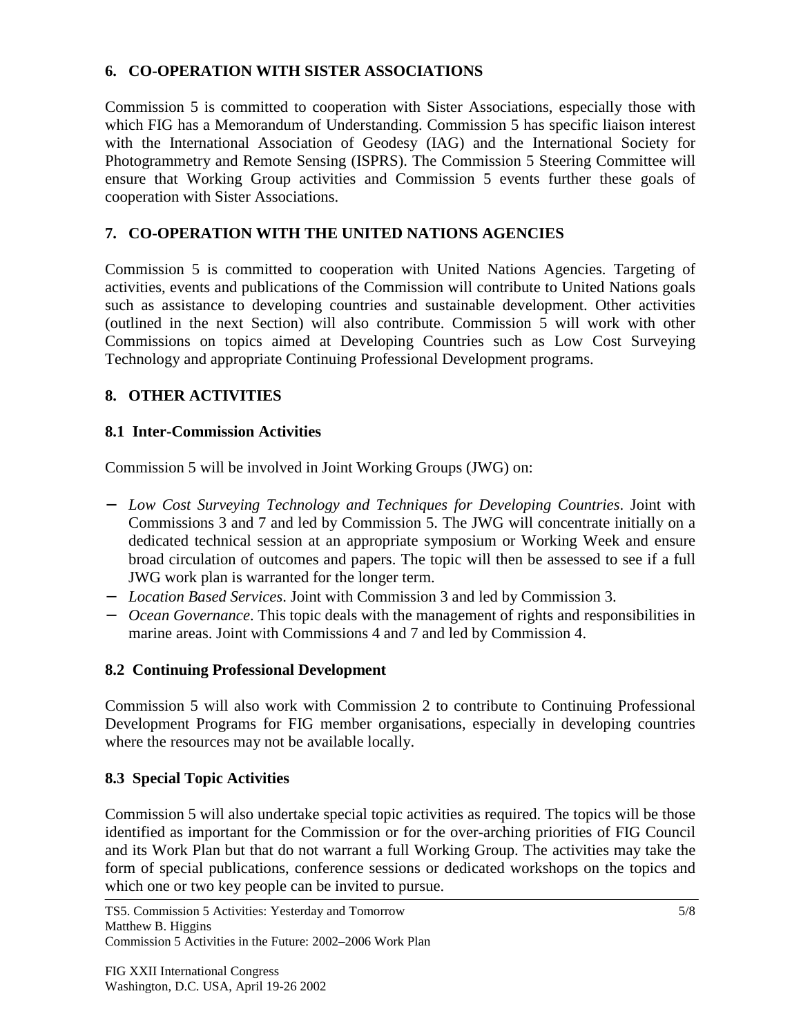## 6. CO-OPERATION WITH SISTER ASSOCIATIONS

Commission 5 is committed to cooperation with Sister Associations, especially those with which FIG has a Memorandum of Understanding. Commission 5 has specific liaison interest with the International Association of Geodesy (IAG) and the International Society for Photogrammetry and Remote Sensing (ISPRS). The Commission 5 Steering Committee will ensure that Working Group activities and Commission 5 events further these goals of cooperation with Sister Associations.

## 7. CO-OPERATION WITH THE UNITED NATIONS AGENCIES

Commission 5 is committed to cooperation with United Nations Agencies. Targeting of activities, events and publications of the Commission will contribute to United Nations goals such as assistance to developing countries and sustainable development. Other activities (outlined in the next Section) will also contribute. Commission 5 will work with other Commissions on topics aimed at Developing Countries such as Low Cost Surveying Technology and appropriate Continuing Professional Development programs.

## 8. OTHER ACTIVITIES

### 8.1 Inter-Commission Activities

Commission 5 will be involved in Joint Working Groups (JWG) on:

- *Low Cost Surveying Technology and Techniques for Developing Countries*. Joint with Commissions 3 and 7 and led by Commission 5. The JWG will concentrate initially on a dedicated technical session at an appropriate symposium or Working Week and ensure broad circulation of outcomes and papers. The topic will then be assessed to see if a full JWG work plan is warranted for the longer term.
- *Location Based Services*. Joint with Commission 3 and led by Commission 3.
- *Ocean Governance*. This topic deals with the management of rights and responsibilities in marine areas. Joint with Commissions 4 and 7 and led by Commission 4.

### 8.2 Continuing Professional Development

Commission 5 will also work with Commission 2 to contribute to Continuing Professional Development Programs for FIG member organisations, especially in developing countries where the resources may not be available locally.

### 8.3 Special Topic Activities

Commission 5 will also undertake special topic activities as required. The topics will be those identified as important for the Commission or for the over-arching priorities of FIG Council and its Work Plan but that do not warrant a full Working Group. The activities may take the form of special publications, conference sessions or dedicated workshops on the topics and which one or two key people can be invited to pursue.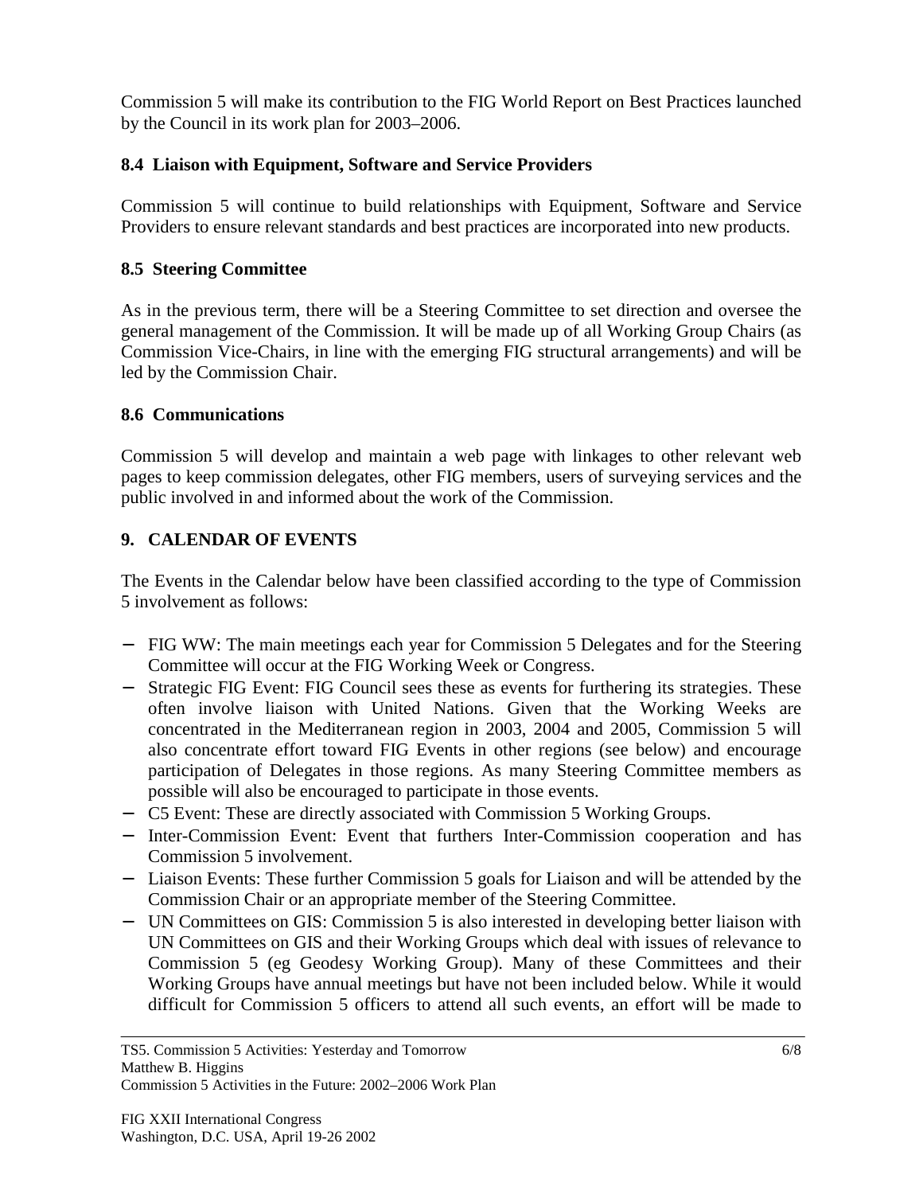Commission 5 will make its contribution to the FIG World Report on Best Practices launched by the Council in its work plan for 2003–2006.

### 8.4 Liaison with Equipment, Software and Service Providers

Commission 5 will continue to build relationships with Equipment, Software and Service Providers to ensure relevant standards and best practices are incorporated into new products.

### 8.5 Steering Committee

As in the previous term, there will be a Steering Committee to set direction and oversee the general management of the Commission. It will be made up of all Working Group Chairs (as Commission Vice-Chairs, in line with the emerging FIG structural arrangements) and will be led by the Commission Chair.

### 8.6 Communications

Commission 5 will develop and maintain a web page with linkages to other relevant web pages to keep commission delegates, other FIG members, users of surveying services and the public involved in and informed about the work of the Commission.

## 9. CALENDAR OF EVENTS

The Events in the Calendar below have been classified according to the type of Commission 5 involvement as follows:

- FIG WW: The main meetings each year for Commission 5 Delegates and for the Steering Committee will occur at the FIG Working Week or Congress.
- Strategic FIG Event: FIG Council sees these as events for furthering its strategies. These often involve liaison with United Nations. Given that the Working Weeks are concentrated in the Mediterranean region in 2003, 2004 and 2005, Commission 5 will also concentrate effort toward FIG Events in other regions (see below) and encourage participation of Delegates in those regions. As many Steering Committee members as possible will also be encouraged to participate in those events.
- C5 Event: These are directly associated with Commission 5 Working Groups.
- Inter-Commission Event: Event that furthers Inter-Commission cooperation and has Commission 5 involvement.
- Liaison Events: These further Commission 5 goals for Liaison and will be attended by the Commission Chair or an appropriate member of the Steering Committee.
- UN Committees on GIS: Commission 5 is also interested in developing better liaison with UN Committees on GIS and their Working Groups which deal with issues of relevance to Commission 5 (eg Geodesy Working Group). Many of these Committees and their Working Groups have annual meetings but have not been included below. While it would difficult for Commission 5 officers to attend all such events, an effort will be made to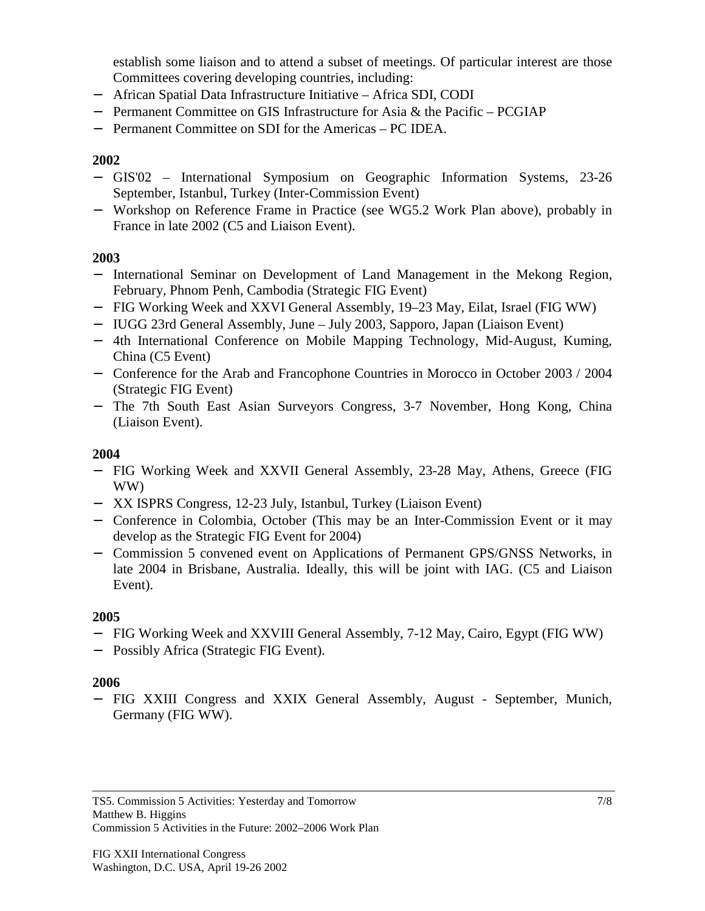establish some liaison and to attend a subset of meetings. Of particular interest are those Committees covering developing countries, including:

- African Spatial Data Infrastructure Initiative – Africa SDI, CODI
- Permanent Committee on GIS Infrastructure for Asia & the Pacific – PCGIAP
- Permanent Committee on SDI for the Americas – PC IDEA.

**2002**

- GIS'02 – International Symposium on Geographic Information Systems, 23-26 September, Istanbul, Turkey (Inter-Commission Event)
- Workshop on Reference Frame in Practice (see WG5.2 Work Plan above), probably in France in late 2002 (C5 and Liaison Event).

**2003**

- International Seminar on Development of Land Management in the Mekong Region, February, Phnom Penh, Cambodia (Strategic FIG Event)
- FIG Working Week and XXVI General Assembly, 19–23 May, Eilat, Israel (FIG WW)
- IUGG 23rd General Assembly, June – July 2003, Sapporo, Japan (Liaison Event)
- 4th International Conference on Mobile Mapping Technology, Mid-August, Kuming, China (C5 Event)
- Conference for the Arab and Francophone Countries in Morocco in October 2003 / 2004 (Strategic FIG Event)
- The 7th South East Asian Surveyors Congress, 3-7 November, Hong Kong, China (Liaison Event).

**2004**

- FIG Working Week and XXVII General Assembly, 23-28 May, Athens, Greece (FIG WW)
- XX ISPRS Congress, 12-23 July, Istanbul, Turkey (Liaison Event)
- Conference in Colombia, October (This may be an Inter-Commission Event or it may develop as the Strategic FIG Event for 2004)
- Commission 5 convened event on Applications of Permanent GPS/GNSS Networks, in late 2004 in Brisbane, Australia. Ideally, this will be joint with IAG. (C5 and Liaison Event).

**2005**

- FIG Working Week and XXVIII General Assembly, 7-12 May, Cairo, Egypt (FIG WW)
- Possibly Africa (Strategic FIG Event).

**2006**

- FIG XXIII Congress and XXIX General Assembly, August - September, Munich, Germany (FIG WW).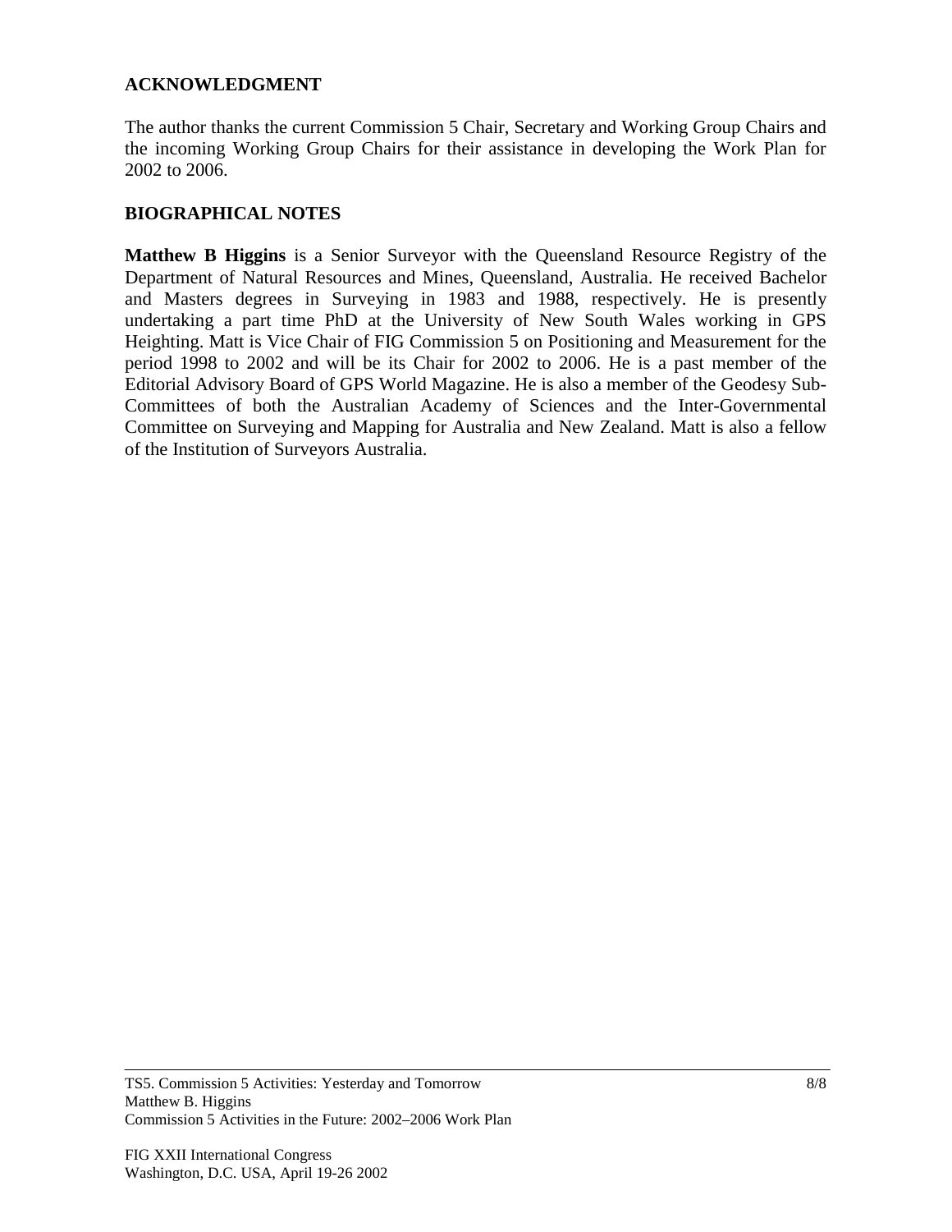## ACKNOWLEDGMENT

The author thanks the current Commission 5 Chair, Secretary and Working Group Chairs and the incoming Working Group Chairs for their assistance in developing the Work Plan for 2002 to 2006.

## BIOGRAPHICAL NOTES

**Matthew B Higgins** is a Senior Surveyor with the Queensland Resource Registry of the Department of Natural Resources and Mines, Queensland, Australia. He received Bachelor and Masters degrees in Surveying in 1983 and 1988, respectively. He is presently undertaking a part time PhD at the University of New South Wales working in GPS Heighting. Matt is Vice Chair of FIG Commission 5 on Positioning and Measurement for the period 1998 to 2002 and will be its Chair for 2002 to 2006. He is a past member of the Editorial Advisory Board of GPS World Magazine. He is also a member of the Geodesy Sub-Committees of both the Australian Academy of Sciences and the Inter-Governmental Committee on Surveying and Mapping for Australia and New Zealand. Matt is also a fellow of the Institution of Surveyors Australia.